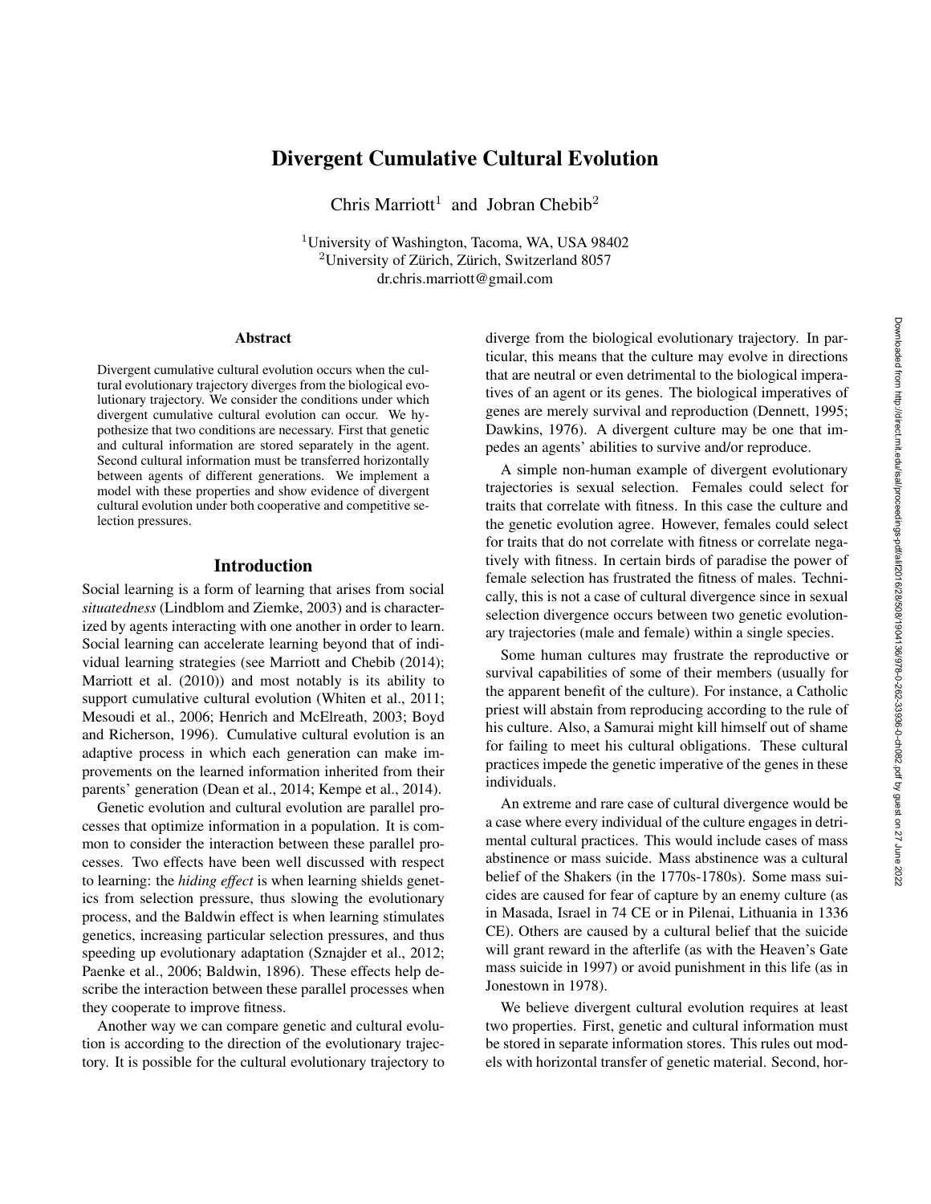# Divergent Cumulative Cultural Evolution

Chris Marriott[1] and Jobran Chebib[2]

[1]University of Washington, Tacoma, WA, USA 98402
[2]University of Zürich, Zürich, Switzerland 8057
dr.chris.marriott@gmail.com

## Abstract

Divergent cumulative cultural evolution occurs when the cultural evolutionary trajectory diverges from the biological evolutionary trajectory. We consider the conditions under which divergent cumulative cultural evolution can occur. We hypothesize that two conditions are necessary. First that genetic and cultural information are stored separately in the agent. Second cultural information must be transferred horizontally between agents of different generations. We implement a model with these properties and show evidence of divergent cultural evolution under both cooperative and competitive selection pressures.

## Introduction

Social learning is a form of learning that arises from social *situatedness* (Lindblom and Ziemke, 2003) and is characterized by agents interacting with one another in order to learn. Social learning can accelerate learning beyond that of individual learning strategies (see Marriott and Chebib (2014); Marriott et al. (2010)) and most notably is its ability to support cumulative cultural evolution (Whiten et al., 2011; Mesoudi et al., 2006; Henrich and McElreath, 2003; Boyd and Richerson, 1996). Cumulative cultural evolution is an adaptive process in which each generation can make improvements on the learned information inherited from their parents' generation (Dean et al., 2014; Kempe et al., 2014).

Genetic evolution and cultural evolution are parallel processes that optimize information in a population. It is common to consider the interaction between these parallel processes. Two effects have been well discussed with respect to learning: the *hiding effect* is when learning shields genetics from selection pressure, thus slowing the evolutionary process, and the Baldwin effect is when learning stimulates genetics, increasing particular selection pressures, and thus speeding up evolutionary adaptation (Sznajder et al., 2012; Paenke et al., 2006; Baldwin, 1896). These effects help describe the interaction between these parallel processes when they cooperate to improve fitness.

Another way we can compare genetic and cultural evolution is according to the direction of the evolutionary trajectory. It is possible for the cultural evolutionary trajectory to diverge from the biological evolutionary trajectory. In particular, this means that the culture may evolve in directions that are neutral or even detrimental to the biological imperatives of an agent or its genes. The biological imperatives of genes are merely survival and reproduction (Dennett, 1995; Dawkins, 1976). A divergent culture may be one that impedes an agents' abilities to survive and/or reproduce.

A simple non-human example of divergent evolutionary trajectories is sexual selection. Females could select for traits that correlate with fitness. In this case the culture and the genetic evolution agree. However, females could select for traits that do not correlate with fitness or correlate negatively with fitness. In certain birds of paradise the power of female selection has frustrated the fitness of males. Technically, this is not a case of cultural divergence since in sexual selection divergence occurs between two genetic evolutionary trajectories (male and female) within a single species.

Some human cultures may frustrate the reproductive or survival capabilities of some of their members (usually for the apparent benefit of the culture). For instance, a Catholic priest will abstain from reproducing according to the rule of his culture. Also, a Samurai might kill himself out of shame for failing to meet his cultural obligations. These cultural practices impede the genetic imperative of the genes in these individuals.

An extreme and rare case of cultural divergence would be a case where every individual of the culture engages in detrimental cultural practices. This would include cases of mass abstinence or mass suicide. Mass abstinence was a cultural belief of the Shakers (in the 1770s-1780s). Some mass suicides are caused for fear of capture by an enemy culture (as in Masada, Israel in 74 CE or in Pilenai, Lithuania in 1336 CE). Others are caused by a cultural belief that the suicide will grant reward in the afterlife (as with the Heaven's Gate mass suicide in 1997) or avoid punishment in this life (as in Jonestown in 1978).

We believe divergent cultural evolution requires at least two properties. First, genetic and cultural information must be stored in separate information stores. This rules out models with horizontal transfer of genetic material. Second, hor-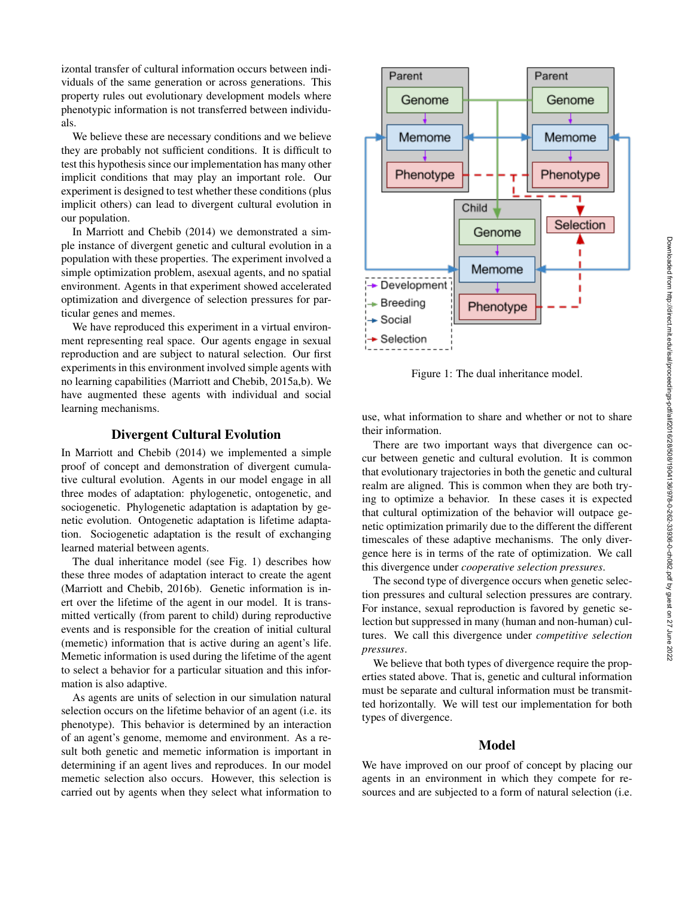izontal transfer of cultural information occurs between individuals of the same generation or across generations. This property rules out evolutionary development models where phenotypic information is not transferred between individuals.

We believe these are necessary conditions and we believe they are probably not sufficient conditions. It is difficult to test this hypothesis since our implementation has many other implicit conditions that may play an important role. Our experiment is designed to test whether these conditions (plus implicit others) can lead to divergent cultural evolution in our population.

In Marriott and Chebib (2014) we demonstrated a simple instance of divergent genetic and cultural evolution in a population with these properties. The experiment involved a simple optimization problem, asexual agents, and no spatial environment. Agents in that experiment showed accelerated optimization and divergence of selection pressures for particular genes and memes.

We have reproduced this experiment in a virtual environment representing real space. Our agents engage in sexual reproduction and are subject to natural selection. Our first experiments in this environment involved simple agents with no learning capabilities (Marriott and Chebib, 2015a,b). We have augmented these agents with individual and social learning mechanisms.

## Divergent Cultural Evolution

In Marriott and Chebib (2014) we implemented a simple proof of concept and demonstration of divergent cumulative cultural evolution. Agents in our model engage in all three modes of adaptation: phylogenetic, ontogenetic, and sociogenetic. Phylogenetic adaptation is adaptation by genetic evolution. Ontogenetic adaptation is lifetime adaptation. Sociogenetic adaptation is the result of exchanging learned material between agents.

The dual inheritance model (see Fig. 1) describes how these three modes of adaptation interact to create the agent (Marriott and Chebib, 2016b). Genetic information is inert over the lifetime of the agent in our model. It is transmitted vertically (from parent to child) during reproductive events and is responsible for the creation of initial cultural (memetic) information that is active during an agent's life. Memetic information is used during the lifetime of the agent to select a behavior for a particular situation and this information is also adaptive.

As agents are units of selection in our simulation natural selection occurs on the lifetime behavior of an agent (i.e. its phenotype). This behavior is determined by an interaction of an agent's genome, memome and environment. As a result both genetic and memetic information is important in determining if an agent lives and reproduces. In our model memetic selection also occurs. However, this selection is carried out by agents when they select what information to use, what information to share and whether or not to share their information.

Figure 1: The dual inheritance model.

There are two important ways that divergence can occur between genetic and cultural evolution. It is common that evolutionary trajectories in both the genetic and cultural realm are aligned. This is common when they are both trying to optimize a behavior. In these cases it is expected that cultural optimization of the behavior will outpace genetic optimization primarily due to the different the different timescales of these adaptive mechanisms. The only divergence here is in terms of the rate of optimization. We call this divergence under *cooperative selection pressures*.

The second type of divergence occurs when genetic selection pressures and cultural selection pressures are contrary. For instance, sexual reproduction is favored by genetic selection but suppressed in many (human and non-human) cultures. We call this divergence under *competitive selection pressures*.

We believe that both types of divergence require the properties stated above. That is, genetic and cultural information must be separate and cultural information must be transmitted horizontally. We will test our implementation for both types of divergence.

## Model

We have improved on our proof of concept by placing our agents in an environment in which they compete for resources and are subjected to a form of natural selection (i.e.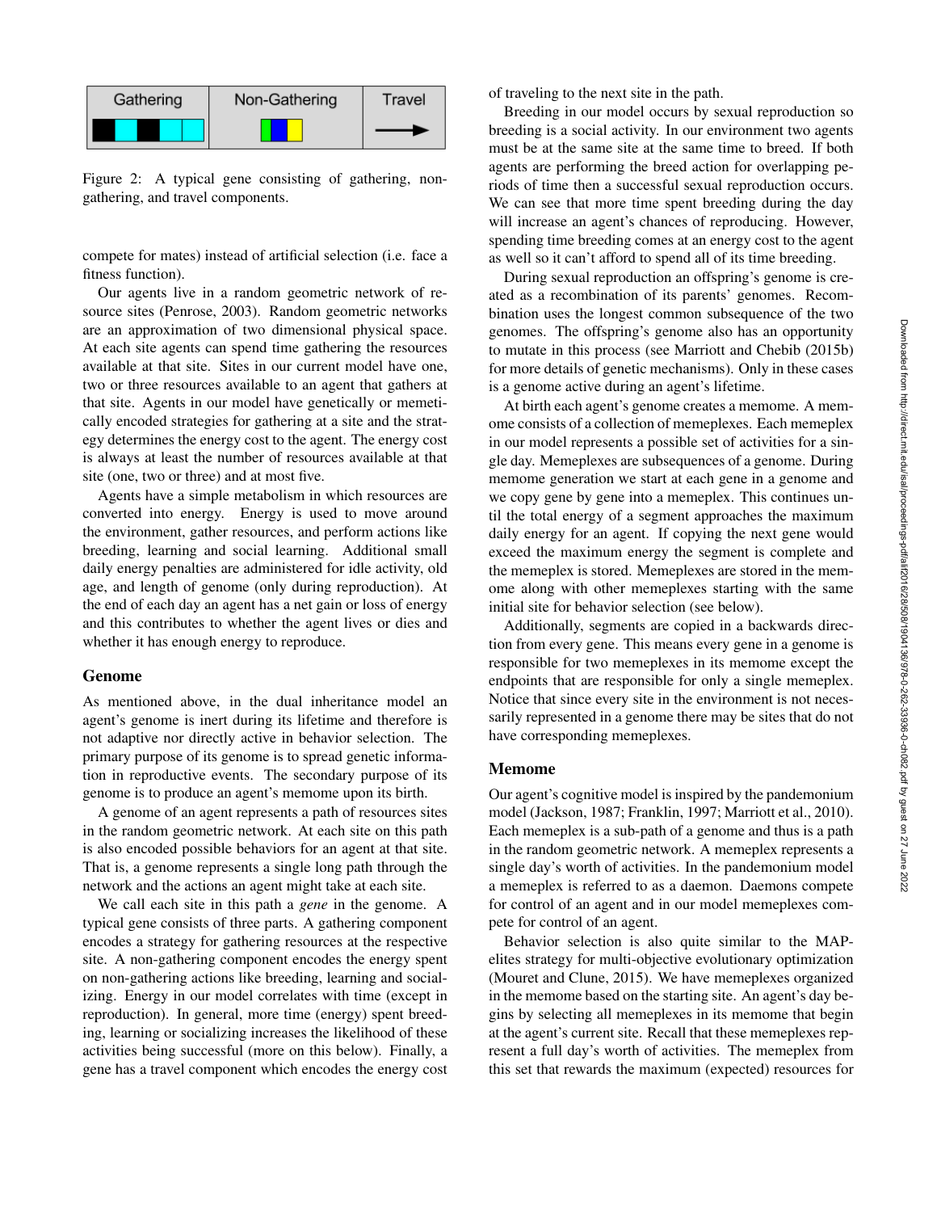| Gathering | Non-Gathering | Travel |
|---|---|---|
| | | |

Figure 2: A typical gene consisting of gathering, non-gathering, and travel components.

compete for mates) instead of artificial selection (i.e. face a fitness function).

Our agents live in a random geometric network of resource sites (Penrose, 2003). Random geometric networks are an approximation of two dimensional physical space. At each site agents can spend time gathering the resources available at that site. Sites in our current model have one, two or three resources available to an agent that gathers at that site. Agents in our model have genetically or memetically encoded strategies for gathering at a site and the strategy determines the energy cost to the agent. The energy cost is always at least the number of resources available at that site (one, two or three) and at most five.

Agents have a simple metabolism in which resources are converted into energy. Energy is used to move around the environment, gather resources, and perform actions like breeding, learning and social learning. Additional small daily energy penalties are administered for idle activity, old age, and length of genome (only during reproduction). At the end of each day an agent has a net gain or loss of energy and this contributes to whether the agent lives or dies and whether it has enough energy to reproduce.

## Genome

As mentioned above, in the dual inheritance model an agent's genome is inert during its lifetime and therefore is not adaptive nor directly active in behavior selection. The primary purpose of its genome is to spread genetic information in reproductive events. The secondary purpose of its genome is to produce an agent's memome upon its birth.

A genome of an agent represents a path of resources sites in the random geometric network. At each site on this path is also encoded possible behaviors for an agent at that site. That is, a genome represents a single long path through the network and the actions an agent might take at each site.

We call each site in this path a *gene* in the genome. A typical gene consists of three parts. A gathering component encodes a strategy for gathering resources at the respective site. A non-gathering component encodes the energy spent on non-gathering actions like breeding, learning and socializing. Energy in our model correlates with time (except in reproduction). In general, more time (energy) spent breeding, learning or socializing increases the likelihood of these activities being successful (more on this below). Finally, a gene has a travel component which encodes the energy cost of traveling to the next site in the path.

Breeding in our model occurs by sexual reproduction so breeding is a social activity. In our environment two agents must be at the same site at the same time to breed. If both agents are performing the breed action for overlapping periods of time then a successful sexual reproduction occurs. We can see that more time spent breeding during the day will increase an agent's chances of reproducing. However, spending time breeding comes at an energy cost to the agent as well so it can't afford to spend all of its time breeding.

During sexual reproduction an offspring's genome is created as a recombination of its parents' genomes. Recombination uses the longest common subsequence of the two genomes. The offspring's genome also has an opportunity to mutate in this process (see Marriott and Chebib (2015b) for more details of genetic mechanisms). Only in these cases is a genome active during an agent's lifetime.

At birth each agent's genome creates a memome. A memome consists of a collection of memeplexes. Each memeplex in our model represents a possible set of activities for a single day. Memeplexes are subsequences of a genome. During memome generation we start at each gene in a genome and we copy gene by gene into a memeplex. This continues until the total energy of a segment approaches the maximum daily energy for an agent. If copying the next gene would exceed the maximum energy the segment is complete and the memeplex is stored. Memeplexes are stored in the memome along with other memeplexes starting with the same initial site for behavior selection (see below).

Additionally, segments are copied in a backwards direction from every gene. This means every gene in a genome is responsible for two memeplexes in its memome except the endpoints that are responsible for only a single memeplex. Notice that since every site in the environment is not necessarily represented in a genome there may be sites that do not have corresponding memeplexes.

## Memome

Our agent's cognitive model is inspired by the pandemonium model (Jackson, 1987; Franklin, 1997; Marriott et al., 2010). Each memeplex is a sub-path of a genome and thus is a path in the random geometric network. A memeplex represents a single day's worth of activities. In the pandemonium model a memeplex is referred to as a daemon. Daemons compete for control of an agent and in our model memeplexes compete for control of an agent.

Behavior selection is also quite similar to the MAP-elites strategy for multi-objective evolutionary optimization (Mouret and Clune, 2015). We have memeplexes organized in the memome based on the starting site. An agent's day begins by selecting all memeplexes in its memome that begin at the agent's current site. Recall that these memeplexes represent a full day's worth of activities. The memeplex from this set that rewards the maximum (expected) resources for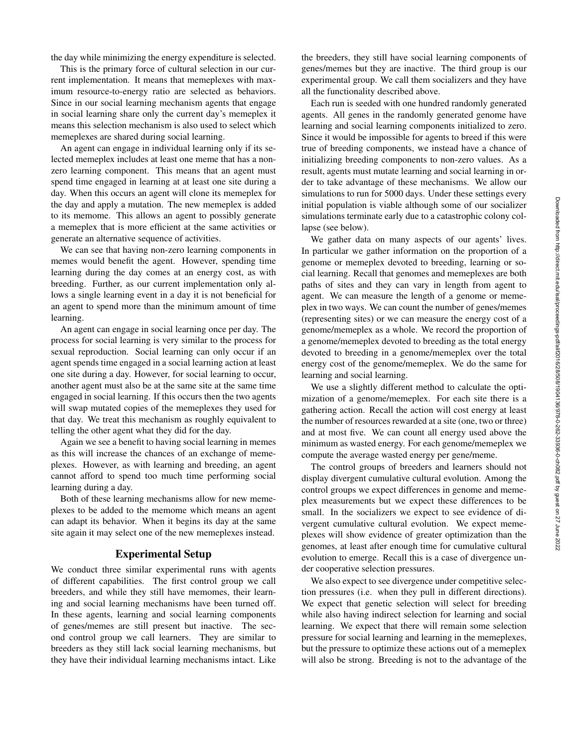the day while minimizing the energy expenditure is selected.

This is the primary force of cultural selection in our current implementation. It means that memeplexes with maximum resource-to-energy ratio are selected as behaviors. Since in our social learning mechanism agents that engage in social learning share only the current day's memeplex it means this selection mechanism is also used to select which memeplexes are shared during social learning.

An agent can engage in individual learning only if its selected memeplex includes at least one meme that has a non-zero learning component. This means that an agent must spend time engaged in learning at at least one site during a day. When this occurs an agent will clone its memeplex for the day and apply a mutation. The new memeplex is added to its memome. This allows an agent to possibly generate a memeplex that is more efficient at the same activities or generate an alternative sequence of activities.

We can see that having non-zero learning components in memes would benefit the agent. However, spending time learning during the day comes at an energy cost, as with breeding. Further, as our current implementation only allows a single learning event in a day it is not beneficial for an agent to spend more than the minimum amount of time learning.

An agent can engage in social learning once per day. The process for social learning is very similar to the process for sexual reproduction. Social learning can only occur if an agent spends time engaged in a social learning action at least one site during a day. However, for social learning to occur, another agent must also be at the same site at the same time engaged in social learning. If this occurs then the two agents will swap mutated copies of the memeplexes they used for that day. We treat this mechanism as roughly equivalent to telling the other agent what they did for the day.

Again we see a benefit to having social learning in memes as this will increase the chances of an exchange of memeplexes. However, as with learning and breeding, an agent cannot afford to spend too much time performing social learning during a day.

Both of these learning mechanisms allow for new memeplexes to be added to the memome which means an agent can adapt its behavior. When it begins its day at the same site again it may select one of the new memeplexes instead.

## Experimental Setup

We conduct three similar experimental runs with agents of different capabilities. The first control group we call breeders, and while they still have memomes, their learning and social learning mechanisms have been turned off. In these agents, learning and social learning components of genes/memes are still present but inactive. The second control group we call learners. They are similar to breeders as they still lack social learning mechanisms, but they have their individual learning mechanisms intact. Like the breeders, they still have social learning components of genes/memes but they are inactive. The third group is our experimental group. We call them socializers and they have all the functionality described above.

Each run is seeded with one hundred randomly generated agents. All genes in the randomly generated genome have learning and social learning components initialized to zero. Since it would be impossible for agents to breed if this were true of breeding components, we instead have a chance of initializing breeding components to non-zero values. As a result, agents must mutate learning and social learning in order to take advantage of these mechanisms. We allow our simulations to run for 5000 days. Under these settings every initial population is viable although some of our socializer simulations terminate early due to a catastrophic colony collapse (see below).

We gather data on many aspects of our agents' lives. In particular we gather information on the proportion of a genome or memeplex devoted to breeding, learning or social learning. Recall that genomes and memeplexes are both paths of sites and they can vary in length from agent to agent. We can measure the length of a genome or memeplex in two ways. We can count the number of genes/memes (representing sites) or we can measure the energy cost of a genome/memeplex as a whole. We record the proportion of a genome/memeplex devoted to breeding as the total energy devoted to breeding in a genome/memeplex over the total energy cost of the genome/memeplex. We do the same for learning and social learning.

We use a slightly different method to calculate the optimization of a genome/memeplex. For each site there is a gathering action. Recall the action will cost energy at least the number of resources rewarded at a site (one, two or three) and at most five. We can count all energy used above the minimum as wasted energy. For each genome/memeplex we compute the average wasted energy per gene/meme.

The control groups of breeders and learners should not display divergent cumulative cultural evolution. Among the control groups we expect differences in genome and memeplex measurements but we expect these differences to be small. In the socializers we expect to see evidence of divergent cumulative cultural evolution. We expect memeplexes will show evidence of greater optimization than the genomes, at least after enough time for cumulative cultural evolution to emerge. Recall this is a case of divergence under cooperative selection pressures.

We also expect to see divergence under competitive selection pressures (i.e. when they pull in different directions). We expect that genetic selection will select for breeding while also having indirect selection for learning and social learning. We expect that there will remain some selection pressure for social learning and learning in the memeplexes, but the pressure to optimize these actions out of a memeplex will also be strong. Breeding is not to the advantage of the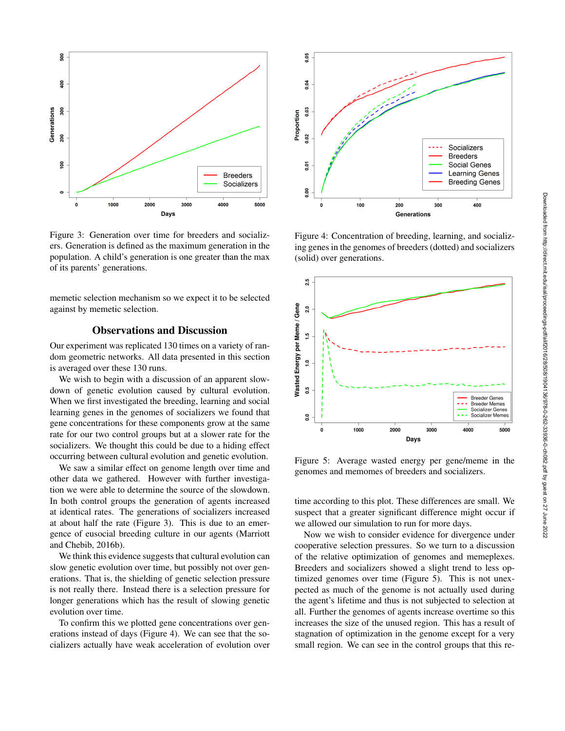Figure 3: Generation over time for breeders and socializers. Generation is defined as the maximum generation in the population. A child's generation is one greater than the max of its parents' generations.

memetic selection mechanism so we expect it to be selected against by memetic selection.

## Observations and Discussion

Our experiment was replicated 130 times on a variety of random geometric networks. All data presented in this section is averaged over these 130 runs.

We wish to begin with a discussion of an apparent slowdown of genetic evolution caused by cultural evolution. When we first investigated the breeding, learning and social learning genes in the genomes of socializers we found that gene concentrations for these components grow at the same rate for our two control groups but at a slower rate for the socializers. We thought this could be due to a hiding effect occurring between cultural evolution and genetic evolution.

We saw a similar effect on genome length over time and other data we gathered. However with further investigation we were able to determine the source of the slowdown. In both control groups the generation of agents increased at identical rates. The generations of socializers increased at about half the rate (Figure 3). This is due to an emergence of eusocial breeding culture in our agents (Marriott and Chebib, 2016b).

We think this evidence suggests that cultural evolution can slow genetic evolution over time, but possibly not over generations. That is, the shielding of genetic selection pressure is not really there. Instead there is a selection pressure for longer generations which has the result of slowing genetic evolution over time.

To confirm this we plotted gene concentrations over generations instead of days (Figure 4). We can see that the socializers actually have weak acceleration of evolution over time according to this plot. These differences are small. We suspect that a greater significant difference might occur if we allowed our simulation to run for more days.

Figure 4: Concentration of breeding, learning, and socializing genes in the genomes of breeders (dotted) and socializers (solid) over generations.

Figure 5: Average wasted energy per gene/meme in the genomes and memomes of breeders and socializers.

Now we wish to consider evidence for divergence under cooperative selection pressures. So we turn to a discussion of the relative optimization of genomes and memeplexes. Breeders and socializers showed a slight trend to less optimized genomes over time (Figure 5). This is not unexpected as much of the genome is not actually used during the agent's lifetime and thus is not subjected to selection at all. Further the genomes of agents increase overtime so this increases the size of the unused region. This has a result of stagnation of optimization in the genome except for a very small region. We can see in the control groups that this re-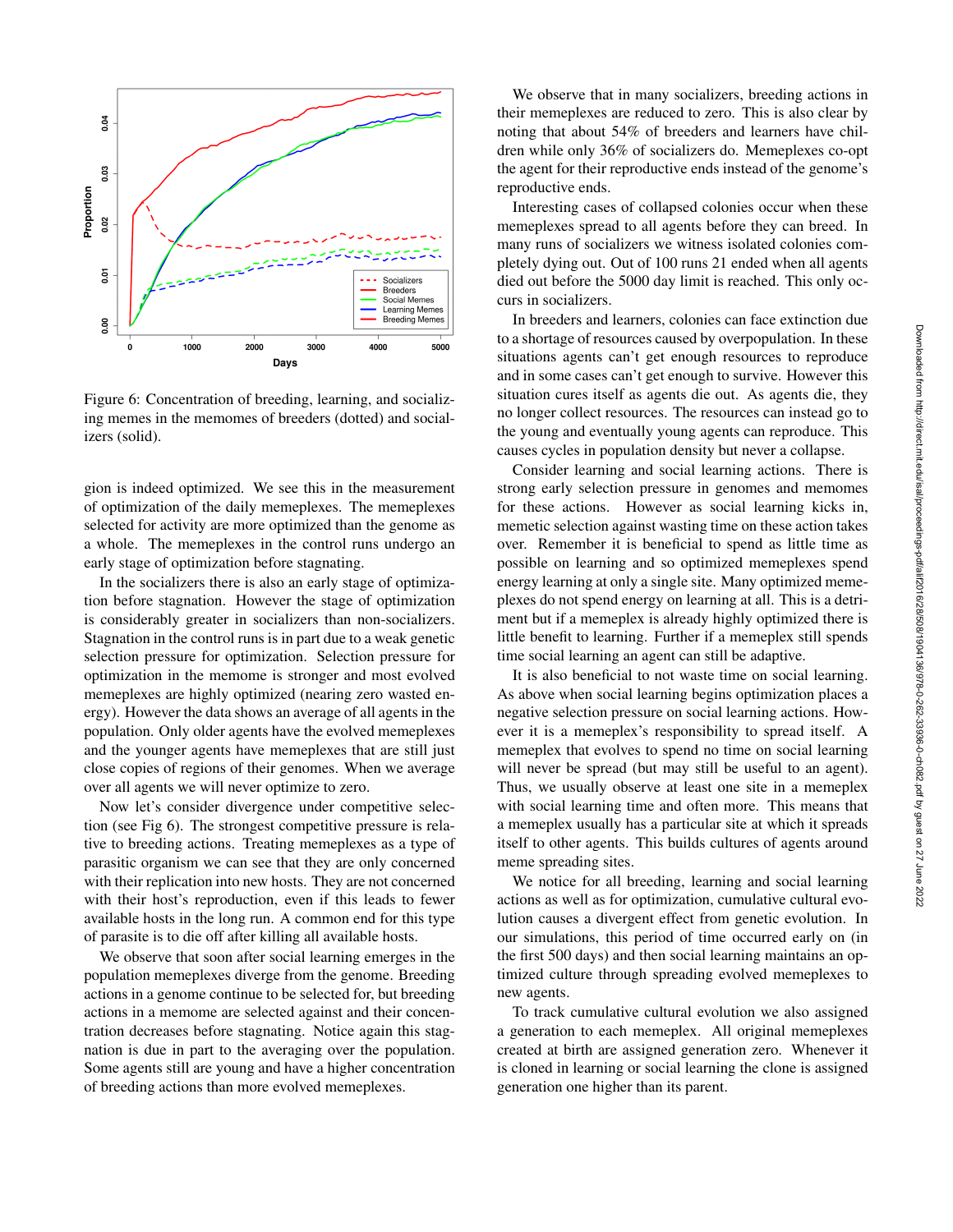Figure 6: Concentration of breeding, learning, and socializing memes in the memomes of breeders (dotted) and socializers (solid).

gion is indeed optimized. We see this in the measurement of optimization of the daily memeplexes. The memeplexes selected for activity are more optimized than the genome as a whole. The memeplexes in the control runs undergo an early stage of optimization before stagnating.

In the socializers there is also an early stage of optimization before stagnation. However the stage of optimization is considerably greater in socializers than non-socializers. Stagnation in the control runs is in part due to a weak genetic selection pressure for optimization. Selection pressure for optimization in the memome is stronger and most evolved memeplexes are highly optimized (nearing zero wasted energy). However the data shows an average of all agents in the population. Only older agents have the evolved memeplexes and the younger agents have memeplexes that are still just close copies of regions of their genomes. When we average over all agents we will never optimize to zero.

Now let's consider divergence under competitive selection (see Fig 6). The strongest competitive pressure is relative to breeding actions. Treating memeplexes as a type of parasitic organism we can see that they are only concerned with their replication into new hosts. They are not concerned with their host's reproduction, even if this leads to fewer available hosts in the long run. A common end for this type of parasite is to die off after killing all available hosts.

We observe that soon after social learning emerges in the population memeplexes diverge from the genome. Breeding actions in a genome continue to be selected for, but breeding actions in a memome are selected against and their concentration decreases before stagnating. Notice again this stagnation is due in part to the averaging over the population. Some agents still are young and have a higher concentration of breeding actions than more evolved memeplexes.

We observe that in many socializers, breeding actions in their memeplexes are reduced to zero. This is also clear by noting that about 54% of breeders and learners have children while only 36% of socializers do. Memeplexes co-opt the agent for their reproductive ends instead of the genome's reproductive ends.

Interesting cases of collapsed colonies occur when these memeplexes spread to all agents before they can breed. In many runs of socializers we witness isolated colonies completely dying out. Out of 100 runs 21 ended when all agents died out before the 5000 day limit is reached. This only occurs in socializers.

In breeders and learners, colonies can face extinction due to a shortage of resources caused by overpopulation. In these situations agents can't get enough resources to reproduce and in some cases can't get enough to survive. However this situation cures itself as agents die out. As agents die, they no longer collect resources. The resources can instead go to the young and eventually young agents can reproduce. This causes cycles in population density but never a collapse.

Consider learning and social learning actions. There is strong early selection pressure in genomes and memomes for these actions. However as social learning kicks in, memetic selection against wasting time on these action takes over. Remember it is beneficial to spend as little time as possible on learning and so optimized memeplexes spend energy learning at only a single site. Many optimized memeplexes do not spend energy on learning at all. This is a detriment but if a memeplex is already highly optimized there is little benefit to learning. Further if a memeplex still spends time social learning an agent can still be adaptive.

It is also beneficial to not waste time on social learning. As above when social learning begins optimization places a negative selection pressure on social learning actions. However it is a memeplex's responsibility to spread itself. A memeplex that evolves to spend no time on social learning will never be spread (but may still be useful to an agent). Thus, we usually observe at least one site in a memeplex with social learning time and often more. This means that a memeplex usually has a particular site at which it spreads itself to other agents. This builds cultures of agents around meme spreading sites.

We notice for all breeding, learning and social learning actions as well as for optimization, cumulative cultural evolution causes a divergent effect from genetic evolution. In our simulations, this period of time occurred early on (in the first 500 days) and then social learning maintains an optimized culture through spreading evolved memeplexes to new agents.

To track cumulative cultural evolution we also assigned a generation to each memeplex. All original memeplexes created at birth are assigned generation zero. Whenever it is cloned in learning or social learning the clone is assigned generation one higher than its parent.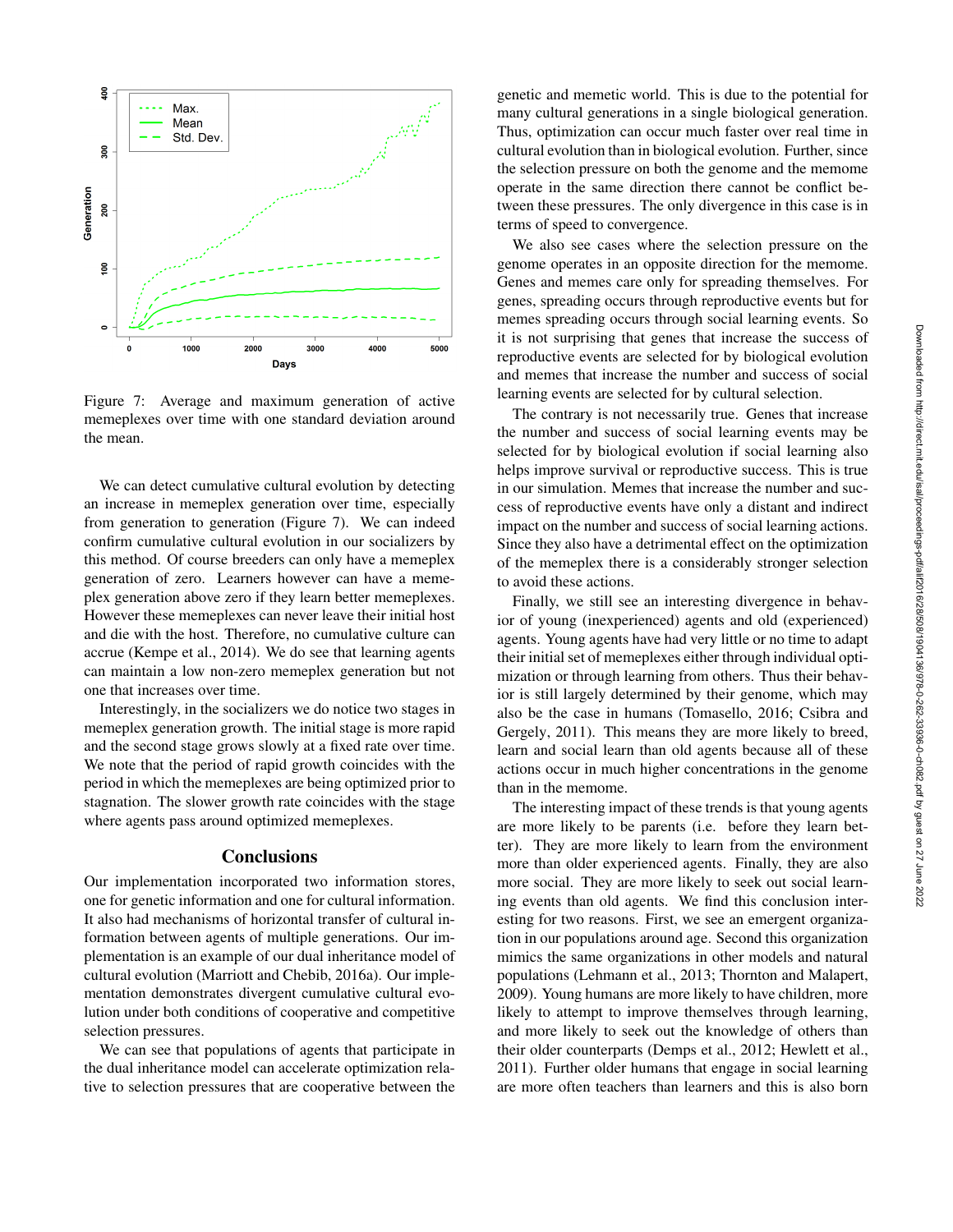Figure 7: Average and maximum generation of active memeplexes over time with one standard deviation around the mean.

We can detect cumulative cultural evolution by detecting an increase in memeplex generation over time, especially from generation to generation (Figure 7). We can indeed confirm cumulative cultural evolution in our socializers by this method. Of course breeders can only have a memeplex generation of zero. Learners however can have a memeplex generation above zero if they learn better memeplexes. However these memeplexes can never leave their initial host and die with the host. Therefore, no cumulative culture can accrue (Kempe et al., 2014). We do see that learning agents can maintain a low non-zero memeplex generation but not one that increases over time.

Interestingly, in the socializers we do notice two stages in memeplex generation growth. The initial stage is more rapid and the second stage grows slowly at a fixed rate over time. We note that the period of rapid growth coincides with the period in which the memeplexes are being optimized prior to stagnation. The slower growth rate coincides with the stage where agents pass around optimized memeplexes.

## Conclusions

Our implementation incorporated two information stores, one for genetic information and one for cultural information. It also had mechanisms of horizontal transfer of cultural information between agents of multiple generations. Our implementation is an example of our dual inheritance model of cultural evolution (Marriott and Chebib, 2016a). Our implementation demonstrates divergent cumulative cultural evolution under both conditions of cooperative and competitive selection pressures.

We can see that populations of agents that participate in the dual inheritance model can accelerate optimization relative to selection pressures that are cooperative between the genetic and memetic world. This is due to the potential for many cultural generations in a single biological generation. Thus, optimization can occur much faster over real time in cultural evolution than in biological evolution. Further, since the selection pressure on both the genome and the memome operate in the same direction there cannot be conflict between these pressures. The only divergence in this case is in terms of speed to convergence.

We also see cases where the selection pressure on the genome operates in an opposite direction for the memome. Genes and memes care only for spreading themselves. For genes, spreading occurs through reproductive events but for memes spreading occurs through social learning events. So it is not surprising that genes that increase the success of reproductive events are selected for by biological evolution and memes that increase the number and success of social learning events are selected for by cultural selection.

The contrary is not necessarily true. Genes that increase the number and success of social learning events may be selected for by biological evolution if social learning also helps improve survival or reproductive success. This is true in our simulation. Memes that increase the number and success of reproductive events have only a distant and indirect impact on the number and success of social learning actions. Since they also have a detrimental effect on the optimization of the memeplex there is a considerably stronger selection to avoid these actions.

Finally, we still see an interesting divergence in behavior of young (inexperienced) agents and old (experienced) agents. Young agents have had very little or no time to adapt their initial set of memeplexes either through individual optimization or through learning from others. Thus their behavior is still largely determined by their genome, which may also be the case in humans (Tomasello, 2016; Csibra and Gergely, 2011). This means they are more likely to breed, learn and social learn than old agents because all of these actions occur in much higher concentrations in the genome than in the memome.

The interesting impact of these trends is that young agents are more likely to be parents (i.e. before they learn better). They are more likely to learn from the environment more than older experienced agents. Finally, they are also more social. They are more likely to seek out social learning events than old agents. We find this conclusion interesting for two reasons. First, we see an emergent organization in our populations around age. Second this organization mimics the same organizations in other models and natural populations (Lehmann et al., 2013; Thornton and Malapert, 2009). Young humans are more likely to have children, more likely to attempt to improve themselves through learning, and more likely to seek out the knowledge of others than their older counterparts (Demps et al., 2012; Hewlett et al., 2011). Further older humans that engage in social learning are more often teachers than learners and this is also born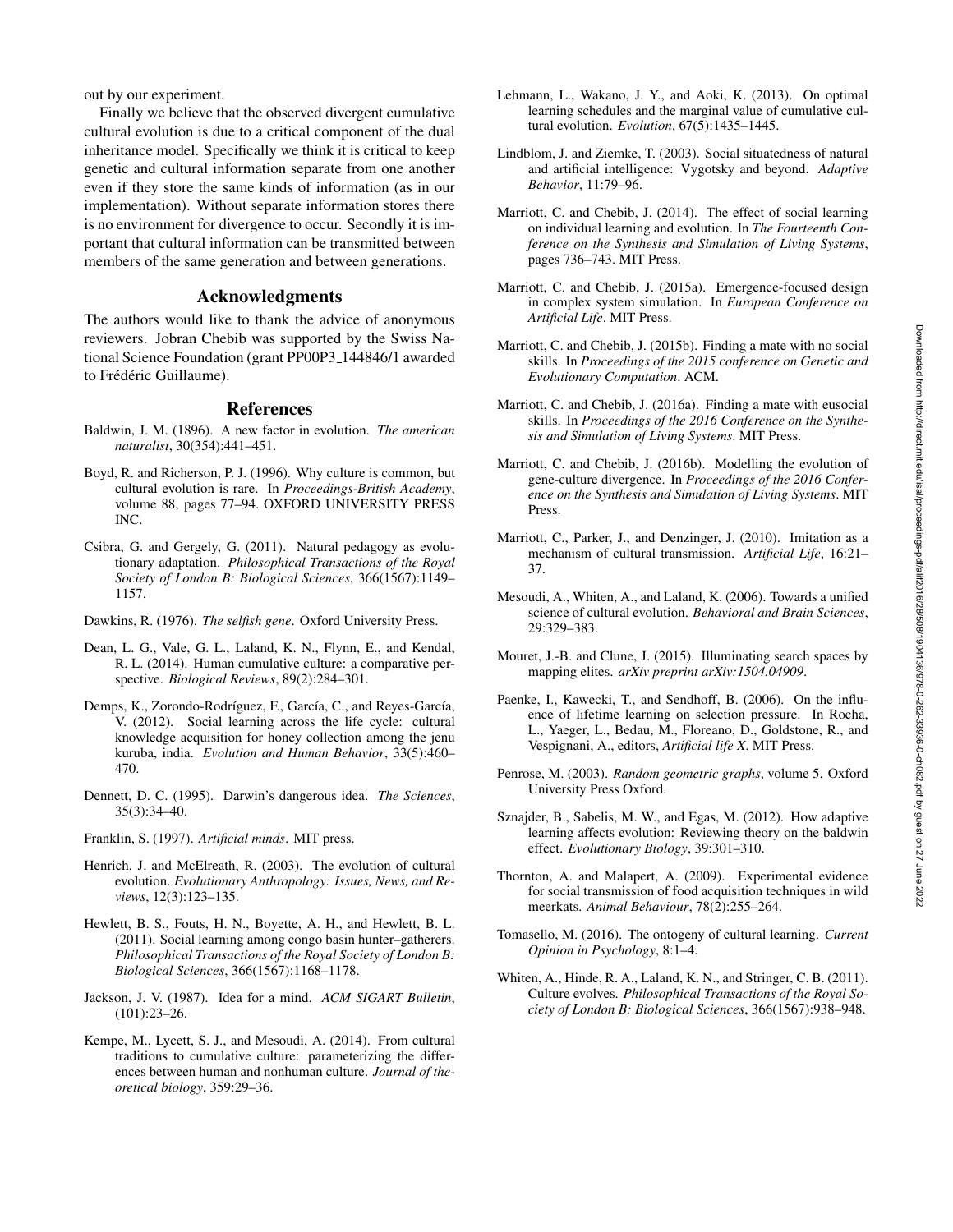out by our experiment.

Finally we believe that the observed divergent cumulative cultural evolution is due to a critical component of the dual inheritance model. Specifically we think it is critical to keep genetic and cultural information separate from one another even if they store the same kinds of information (as in our implementation). Without separate information stores there is no environment for divergence to occur. Secondly it is important that cultural information can be transmitted between members of the same generation and between generations.

## Acknowledgments

The authors would like to thank the advice of anonymous reviewers. Jobran Chebib was supported by the Swiss National Science Foundation (grant PP00P3_144846/1 awarded to Frédéric Guillaume).

## References

Baldwin, J. M. (1896). A new factor in evolution. *The american naturalist*, 30(354):441–451.

Boyd, R. and Richerson, P. J. (1996). Why culture is common, but cultural evolution is rare. In *Proceedings-British Academy*, volume 88, pages 77–94. OXFORD UNIVERSITY PRESS INC.

Csibra, G. and Gergely, G. (2011). Natural pedagogy as evolutionary adaptation. *Philosophical Transactions of the Royal Society of London B: Biological Sciences*, 366(1567):1149–1157.

Dawkins, R. (1976). *The selfish gene*. Oxford University Press.

Dean, L. G., Vale, G. L., Laland, K. N., Flynn, E., and Kendal, R. L. (2014). Human cumulative culture: a comparative perspective. *Biological Reviews*, 89(2):284–301.

Demps, K., Zorondo-Rodríguez, F., García, C., and Reyes-García, V. (2012). Social learning across the life cycle: cultural knowledge acquisition for honey collection among the jenu kuruba, india. *Evolution and Human Behavior*, 33(5):460–470.

Dennett, D. C. (1995). Darwin's dangerous idea. *The Sciences*, 35(3):34–40.

Franklin, S. (1997). *Artificial minds*. MIT press.

Henrich, J. and McElreath, R. (2003). The evolution of cultural evolution. *Evolutionary Anthropology: Issues, News, and Reviews*, 12(3):123–135.

Hewlett, B. S., Fouts, H. N., Boyette, A. H., and Hewlett, B. L. (2011). Social learning among congo basin hunter–gatherers. *Philosophical Transactions of the Royal Society of London B: Biological Sciences*, 366(1567):1168–1178.

Jackson, J. V. (1987). Idea for a mind. *ACM SIGART Bulletin*, (101):23–26.

Kempe, M., Lycett, S. J., and Mesoudi, A. (2014). From cultural traditions to cumulative culture: parameterizing the differences between human and nonhuman culture. *Journal of theoretical biology*, 359:29–36.

Lehmann, L., Wakano, J. Y., and Aoki, K. (2013). On optimal learning schedules and the marginal value of cumulative cultural evolution. *Evolution*, 67(5):1435–1445.

Lindblom, J. and Ziemke, T. (2003). Social situatedness of natural and artificial intelligence: Vygotsky and beyond. *Adaptive Behavior*, 11:79–96.

Marriott, C. and Chebib, J. (2014). The effect of social learning on individual learning and evolution. In *The Fourteenth Conference on the Synthesis and Simulation of Living Systems*, pages 736–743. MIT Press.

Marriott, C. and Chebib, J. (2015a). Emergence-focused design in complex system simulation. In *European Conference on Artificial Life*. MIT Press.

Marriott, C. and Chebib, J. (2015b). Finding a mate with no social skills. In *Proceedings of the 2015 conference on Genetic and Evolutionary Computation*. ACM.

Marriott, C. and Chebib, J. (2016a). Finding a mate with eusocial skills. In *Proceedings of the 2016 Conference on the Synthesis and Simulation of Living Systems*. MIT Press.

Marriott, C. and Chebib, J. (2016b). Modelling the evolution of gene-culture divergence. In *Proceedings of the 2016 Conference on the Synthesis and Simulation of Living Systems*. MIT Press.

Marriott, C., Parker, J., and Denzinger, J. (2010). Imitation as a mechanism of cultural transmission. *Artificial Life*, 16:21–37.

Mesoudi, A., Whiten, A., and Laland, K. (2006). Towards a unified science of cultural evolution. *Behavioral and Brain Sciences*, 29:329–383.

Mouret, J.-B. and Clune, J. (2015). Illuminating search spaces by mapping elites. *arXiv preprint arXiv:1504.04909*.

Paenke, I., Kawecki, T., and Sendhoff, B. (2006). On the influence of lifetime learning on selection pressure. In Rocha, L., Yaeger, L., Bedau, M., Floreano, D., Goldstone, R., and Vespignani, A., editors, *Artificial life X*. MIT Press.

Penrose, M. (2003). *Random geometric graphs*, volume 5. Oxford University Press Oxford.

Sznajder, B., Sabelis, M. W., and Egas, M. (2012). How adaptive learning affects evolution: Reviewing theory on the baldwin effect. *Evolutionary Biology*, 39:301–310.

Thornton, A. and Malapert, A. (2009). Experimental evidence for social transmission of food acquisition techniques in wild meerkats. *Animal Behaviour*, 78(2):255–264.

Tomasello, M. (2016). The ontogeny of cultural learning. *Current Opinion in Psychology*, 8:1–4.

Whiten, A., Hinde, R. A., Laland, K. N., and Stringer, C. B. (2011). Culture evolves. *Philosophical Transactions of the Royal Society of London B: Biological Sciences*, 366(1567):938–948.